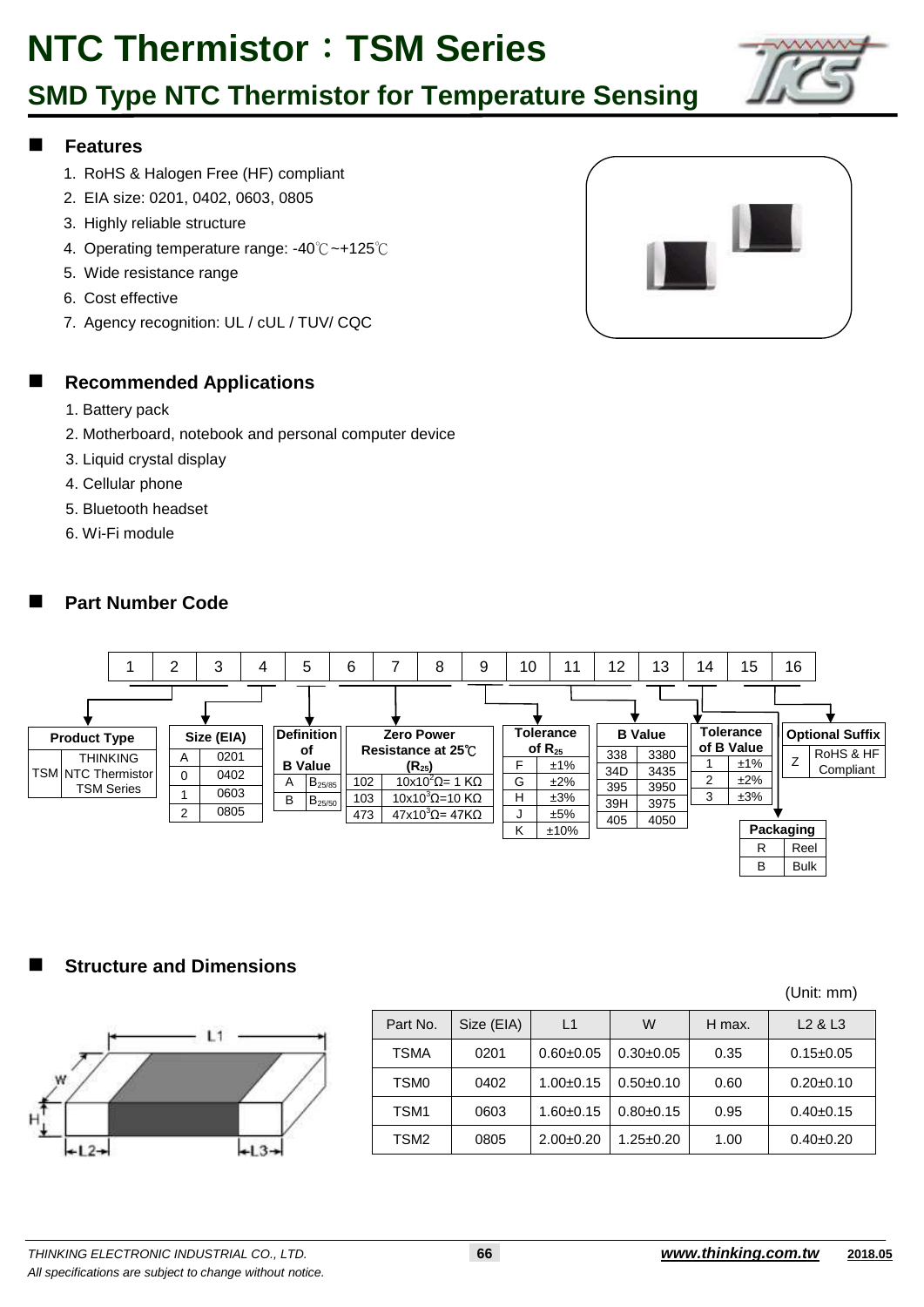# NTC Thermistor：TSM Series

## SMD Type NTC Thermistor for Temperature Sensing

### Features

1. RoHS & Halogen Free (HF) compliant
2. EIA size: 0201, 0402, 0603, 0805
3. Highly reliable structure
4. Operating temperature range: -40℃~+125℃
5. Wide resistance range
6. Cost effective
7. Agency recognition: UL / cUL / TUV/ CQC

### Recommended Applications

1. Battery pack
2. Motherboard, notebook and personal computer device
3. Liquid crystal display
4. Cellular phone
5. Bluetooth headset
6. Wi-Fi module

### Part Number Code

| 1 | 2 | 3 | 4 | 5 | 6 | 7 | 8 | 9 | 10 | 11 | 12 | 13 | 14 | 15 | 16 |
|---|---|---|---|---|---|---|---|---|---|---|---|---|---|---|---|

**Product Type** (1–3)

| Code | Description |
|---|---|
| TSM | THINKING NTC Thermistor TSM Series |

**Size (EIA)** (4)

| Code | Size |
|---|---|
| A | 0201 |
| 0 | 0402 |
| 1 | 0603 |
| 2 | 0805 |

**Definition of B Value** (5)

| Code | Definition |
|---|---|
| A | $B_{25/85}$ |
| B | $B_{25/50}$ |

**Zero Power Resistance at 25℃ ($R_{25}$)** (6–8)

| Code | Resistance |
|---|---|
| 102 | $10 \times 10^2 \Omega$= 1 KΩ |
| 103 | $10 \times 10^3 \Omega$=10 KΩ |
| 473 | $47 \times 10^3 \Omega$= 47KΩ |

**Tolerance of $R_{25}$** (9)

| Code | Tolerance |
|---|---|
| F | ±1% |
| G | ±2% |
| H | ±3% |
| J | ±5% |
| K | ±10% |

**B Value** (10–12)

| Code | B Value |
|---|---|
| 338 | 3380 |
| 34D | 3435 |
| 395 | 3950 |
| 39H | 3975 |
| 405 | 4050 |

**Tolerance of B Value** (13)

| Code | Tolerance |
|---|---|
| 1 | ±1% |
| 2 | ±2% |
| 3 | ±3% |

**Packaging** (14)

| Code | Packaging |
|---|---|
| R | Reel |
| B | Bulk |

**Optional Suffix** (15–16)

| Code | Description |
|---|---|
| Z | RoHS & HF Compliant |

### Structure and Dimensions

(Unit: mm)

| Part No. | Size (EIA) | L1 | W | H max. | L2 & L3 |
|---|---|---|---|---|---|
| TSMA | 0201 | 0.60±0.05 | 0.30±0.05 | 0.35 | 0.15±0.05 |
| TSM0 | 0402 | 1.00±0.15 | 0.50±0.10 | 0.60 | 0.20±0.10 |
| TSM1 | 0603 | 1.60±0.15 | 0.80±0.15 | 0.95 | 0.40±0.15 |
| TSM2 | 0805 | 2.00±0.20 | 1.25±0.20 | 1.00 | 0.40±0.20 |

*THINKING ELECTRONIC INDUSTRIAL CO., LTD.*
*All specifications are subject to change without notice.*

***www.thinking.com.tw*** **2018.05**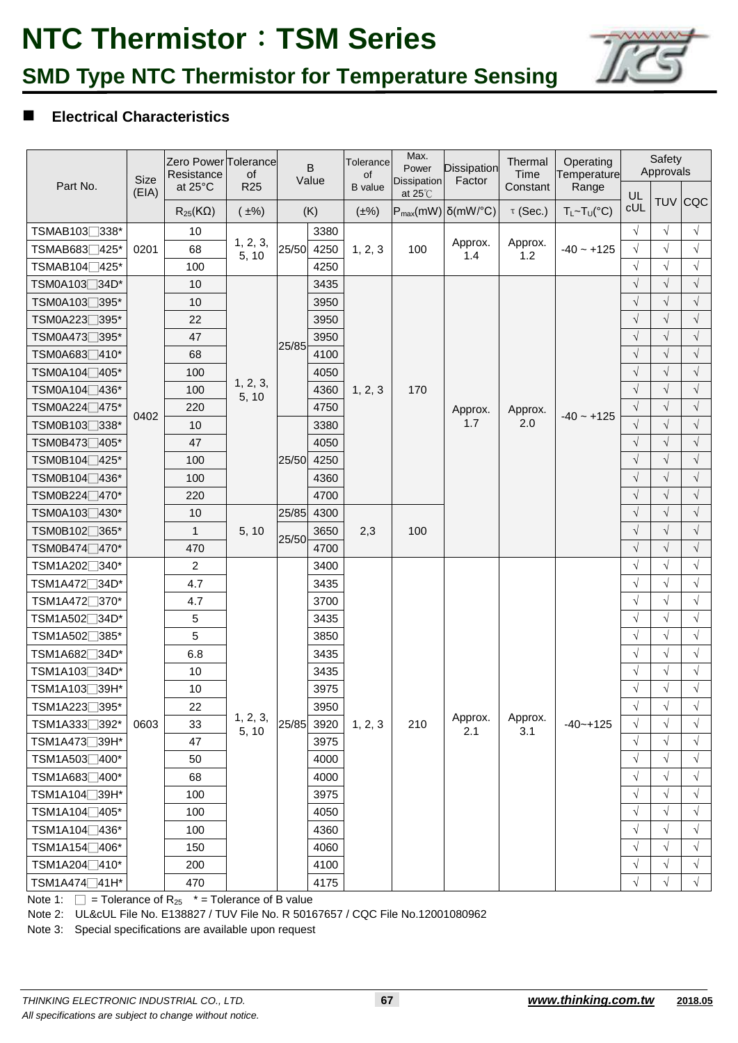# NTC Thermistor：TSM Series

## SMD Type NTC Thermistor for Temperature Sensing

### ■ Electrical Characteristics

| Part No. | Size (EIA) | Zero Power Resistance at 25°C | Tolerance of R25 | B Value | | Tolerance of B value | Max. Power Dissipation at 25℃ | Dissipation Factor | Thermal Time Constant | Operating Temperature Range | Safety Approvals | | |
|---|---|---|---|---|---|---|---|---|---|---|---|---|---|
| | | $R_{25}$(KΩ) | (±%) | (K) | | (±%) | $P_{max}$(mW) | δ(mW/°C) | τ (Sec.) | $T_L$~$T_U$(°C) | UL cUL | TUV | CQC |
| TSMAB103□338* | 0201 | 10 | 1, 2, 3, 5, 10 | 25/50 | 3380 | 1, 2, 3 | 100 | Approx. 1.4 | Approx. 1.2 | -40 ~ +125 | √ | √ | √ |
| TSMAB683□425* | 0201 | 68 | 1, 2, 3, 5, 10 | 25/50 | 4250 | 1, 2, 3 | 100 | Approx. 1.4 | Approx. 1.2 | -40 ~ +125 | √ | √ | √ |
| TSMAB104□425* | 0201 | 100 | 1, 2, 3, 5, 10 | 25/50 | 4250 | 1, 2, 3 | 100 | Approx. 1.4 | Approx. 1.2 | -40 ~ +125 | √ | √ | √ |
| TSM0A103□34D* | 0402 | 10 | 1, 2, 3, 5, 10 | 25/85 | 3435 | 1, 2, 3 | 170 | Approx. 1.7 | Approx. 2.0 | -40 ~ +125 | √ | √ | √ |
| TSM0A103□395* | 0402 | 10 | 1, 2, 3, 5, 10 | 25/85 | 3950 | 1, 2, 3 | 170 | Approx. 1.7 | Approx. 2.0 | -40 ~ +125 | √ | √ | √ |
| TSM0A223□395* | 0402 | 22 | 1, 2, 3, 5, 10 | 25/85 | 3950 | 1, 2, 3 | 170 | Approx. 1.7 | Approx. 2.0 | -40 ~ +125 | √ | √ | √ |
| TSM0A473□395* | 0402 | 47 | 1, 2, 3, 5, 10 | 25/85 | 3950 | 1, 2, 3 | 170 | Approx. 1.7 | Approx. 2.0 | -40 ~ +125 | √ | √ | √ |
| TSM0A683□410* | 0402 | 68 | 1, 2, 3, 5, 10 | 25/85 | 4100 | 1, 2, 3 | 170 | Approx. 1.7 | Approx. 2.0 | -40 ~ +125 | √ | √ | √ |
| TSM0A104□405* | 0402 | 100 | 1, 2, 3, 5, 10 | 25/85 | 4050 | 1, 2, 3 | 170 | Approx. 1.7 | Approx. 2.0 | -40 ~ +125 | √ | √ | √ |
| TSM0A104□436* | 0402 | 100 | 1, 2, 3, 5, 10 | 25/85 | 4360 | 1, 2, 3 | 170 | Approx. 1.7 | Approx. 2.0 | -40 ~ +125 | √ | √ | √ |
| TSM0A224□475* | 0402 | 220 | 1, 2, 3, 5, 10 | 25/85 | 4750 | 1, 2, 3 | 170 | Approx. 1.7 | Approx. 2.0 | -40 ~ +125 | √ | √ | √ |
| TSM0B103□338* | 0402 | 10 | 1, 2, 3, 5, 10 | 25/50 | 3380 | 1, 2, 3 | 170 | Approx. 1.7 | Approx. 2.0 | -40 ~ +125 | √ | √ | √ |
| TSM0B473□405* | 0402 | 47 | 1, 2, 3, 5, 10 | 25/50 | 4050 | 1, 2, 3 | 170 | Approx. 1.7 | Approx. 2.0 | -40 ~ +125 | √ | √ | √ |
| TSM0B104□425* | 0402 | 100 | 1, 2, 3, 5, 10 | 25/50 | 4250 | 1, 2, 3 | 170 | Approx. 1.7 | Approx. 2.0 | -40 ~ +125 | √ | √ | √ |
| TSM0B104□436* | 0402 | 100 | 1, 2, 3, 5, 10 | 25/50 | 4360 | 1, 2, 3 | 170 | Approx. 1.7 | Approx. 2.0 | -40 ~ +125 | √ | √ | √ |
| TSM0B224□470* | 0402 | 220 | 1, 2, 3, 5, 10 | 25/50 | 4700 | 1, 2, 3 | 170 | Approx. 1.7 | Approx. 2.0 | -40 ~ +125 | √ | √ | √ |
| TSM0A103□430* | 0402 | 10 | 5, 10 | 25/85 | 4300 | 2,3 | 100 | Approx. 1.7 | Approx. 2.0 | -40 ~ +125 | √ | √ | √ |
| TSM0B102□365* | 0402 | 1 | 5, 10 | 25/50 | 3650 | 2,3 | 100 | Approx. 1.7 | Approx. 2.0 | -40 ~ +125 | √ | √ | √ |
| TSM0B474□470* | 0402 | 470 | 5, 10 | 25/50 | 4700 | 2,3 | 100 | Approx. 1.7 | Approx. 2.0 | -40 ~ +125 | √ | √ | √ |
| TSM1A202□340* | 0603 | 2 | 1, 2, 3, 5, 10 | 25/85 | 3400 | 1, 2, 3 | 210 | Approx. 2.1 | Approx. 3.1 | -40~+125 | √ | √ | √ |
| TSM1A472□34D* | 0603 | 4.7 | 1, 2, 3, 5, 10 | 25/85 | 3435 | 1, 2, 3 | 210 | Approx. 2.1 | Approx. 3.1 | -40~+125 | √ | √ | √ |
| TSM1A472□370* | 0603 | 4.7 | 1, 2, 3, 5, 10 | 25/85 | 3700 | 1, 2, 3 | 210 | Approx. 2.1 | Approx. 3.1 | -40~+125 | √ | √ | √ |
| TSM1A502□34D* | 0603 | 5 | 1, 2, 3, 5, 10 | 25/85 | 3435 | 1, 2, 3 | 210 | Approx. 2.1 | Approx. 3.1 | -40~+125 | √ | √ | √ |
| TSM1A502□385* | 0603 | 5 | 1, 2, 3, 5, 10 | 25/85 | 3850 | 1, 2, 3 | 210 | Approx. 2.1 | Approx. 3.1 | -40~+125 | √ | √ | √ |
| TSM1A682□34D* | 0603 | 6.8 | 1, 2, 3, 5, 10 | 25/85 | 3435 | 1, 2, 3 | 210 | Approx. 2.1 | Approx. 3.1 | -40~+125 | √ | √ | √ |
| TSM1A103□34D* | 0603 | 10 | 1, 2, 3, 5, 10 | 25/85 | 3435 | 1, 2, 3 | 210 | Approx. 2.1 | Approx. 3.1 | -40~+125 | √ | √ | √ |
| TSM1A103□39H* | 0603 | 10 | 1, 2, 3, 5, 10 | 25/85 | 3975 | 1, 2, 3 | 210 | Approx. 2.1 | Approx. 3.1 | -40~+125 | √ | √ | √ |
| TSM1A223□395* | 0603 | 22 | 1, 2, 3, 5, 10 | 25/85 | 3950 | 1, 2, 3 | 210 | Approx. 2.1 | Approx. 3.1 | -40~+125 | √ | √ | √ |
| TSM1A333□392* | 0603 | 33 | 1, 2, 3, 5, 10 | 25/85 | 3920 | 1, 2, 3 | 210 | Approx. 2.1 | Approx. 3.1 | -40~+125 | √ | √ | √ |
| TSM1A473□39H* | 0603 | 47 | 1, 2, 3, 5, 10 | 25/85 | 3975 | 1, 2, 3 | 210 | Approx. 2.1 | Approx. 3.1 | -40~+125 | √ | √ | √ |
| TSM1A503□400* | 0603 | 50 | 1, 2, 3, 5, 10 | 25/85 | 4000 | 1, 2, 3 | 210 | Approx. 2.1 | Approx. 3.1 | -40~+125 | √ | √ | √ |
| TSM1A683□400* | 0603 | 68 | 1, 2, 3, 5, 10 | 25/85 | 4000 | 1, 2, 3 | 210 | Approx. 2.1 | Approx. 3.1 | -40~+125 | √ | √ | √ |
| TSM1A104□39H* | 0603 | 100 | 1, 2, 3, 5, 10 | 25/85 | 3975 | 1, 2, 3 | 210 | Approx. 2.1 | Approx. 3.1 | -40~+125 | √ | √ | √ |
| TSM1A104□405* | 0603 | 100 | 1, 2, 3, 5, 10 | 25/85 | 4050 | 1, 2, 3 | 210 | Approx. 2.1 | Approx. 3.1 | -40~+125 | √ | √ | √ |
| TSM1A104□436* | 0603 | 100 | 1, 2, 3, 5, 10 | 25/85 | 4360 | 1, 2, 3 | 210 | Approx. 2.1 | Approx. 3.1 | -40~+125 | √ | √ | √ |
| TSM1A154□406* | 0603 | 150 | 1, 2, 3, 5, 10 | 25/85 | 4060 | 1, 2, 3 | 210 | Approx. 2.1 | Approx. 3.1 | -40~+125 | √ | √ | √ |
| TSM1A204□410* | 0603 | 200 | 1, 2, 3, 5, 10 | 25/85 | 4100 | 1, 2, 3 | 210 | Approx. 2.1 | Approx. 3.1 | -40~+125 | √ | √ | √ |
| TSM1A474□41H* | 0603 | 470 | 1, 2, 3, 5, 10 | 25/85 | 4175 | 1, 2, 3 | 210 | Approx. 2.1 | Approx. 3.1 | -40~+125 | √ | √ | √ |

Note 1: □ = Tolerance of $R_{25}$ * = Tolerance of B value

Note 2: UL&cUL File No. E138827 / TUV File No. R 50167657 / CQC File No.12001080962

Note 3: Special specifications are available upon request

*All specifications are subject to change without notice.*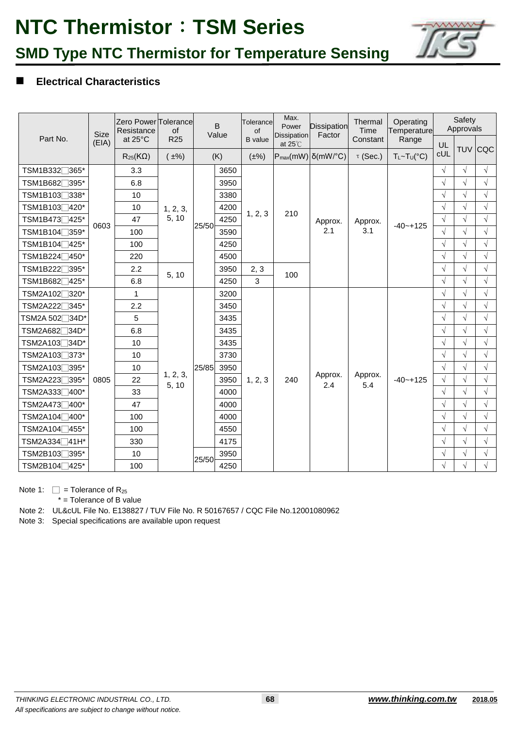# NTC Thermistor：TSM Series

## SMD Type NTC Thermistor for Temperature Sensing

### ■ Electrical Characteristics

| Part No. | Size (EIA) | Zero Power Resistance at 25°C | Tolerance of R25 | B Value | | Tolerance of B value | Max. Power Dissipation at 25℃ | Dissipation Factor | Thermal Time Constant | Operating Temperature Range | Safety Approvals | | |
|---|---|---|---|---|---|---|---|---|---|---|---|---|---|
| | | $R_{25}$(KΩ) | (±%) | (K) | | (±%) | $P_{max}$(mW) | δ(mW/°C) | τ (Sec.) | $T_L$~$T_U$(°C) | UL cUL | TUV | CQC |
| TSM1B332□365* | 0603 | 3.3 | 1, 2, 3, 5, 10 | 25/50 | 3650 | 1, 2, 3 | 210 | Approx. 2.1 | Approx. 3.1 | -40~+125 | √ | √ | √ |
| TSM1B682□395* | | 6.8 | | | 3950 | | | | | | √ | √ | √ |
| TSM1B103□338* | | 10 | | | 3380 | | | | | | √ | √ | √ |
| TSM1B103□420* | | 10 | | | 4200 | | | | | | √ | √ | √ |
| TSM1B473□425* | | 47 | | | 4250 | | | | | | √ | √ | √ |
| TSM1B104□359* | | 100 | | | 3590 | | | | | | √ | √ | √ |
| TSM1B104□425* | | 100 | | | 4250 | | | | | | √ | √ | √ |
| TSM1B224□450* | | 220 | | | 4500 | | | | | | √ | √ | √ |
| TSM1B222□395* | | 2.2 | 5, 10 | | 3950 | 2, 3 | 100 | | | | √ | √ | √ |
| TSM1B682□425* | | 6.8 | | | 4250 | 3 | | | | | √ | √ | √ |
| TSM2A102□320* | 0805 | 1 | 1, 2, 3, 5, 10 | 25/85 | 3200 | 1, 2, 3 | 240 | Approx. 2.4 | Approx. 5.4 | -40~+125 | √ | √ | √ |
| TSM2A222□345* | | 2.2 | | | 3450 | | | | | | √ | √ | √ |
| TSM2A 502□34D* | | 5 | | | 3435 | | | | | | √ | √ | √ |
| TSM2A682□34D* | | 6.8 | | | 3435 | | | | | | √ | √ | √ |
| TSM2A103□34D* | | 10 | | | 3435 | | | | | | √ | √ | √ |
| TSM2A103□373* | | 10 | | | 3730 | | | | | | √ | √ | √ |
| TSM2A103□395* | | 10 | | | 3950 | | | | | | √ | √ | √ |
| TSM2A223□395* | | 22 | | | 3950 | | | | | | √ | √ | √ |
| TSM2A333□400* | | 33 | | | 4000 | | | | | | √ | √ | √ |
| TSM2A473□400* | | 47 | | | 4000 | | | | | | √ | √ | √ |
| TSM2A104□400* | | 100 | | | 4000 | | | | | | √ | √ | √ |
| TSM2A104□455* | | 100 | | | 4550 | | | | | | √ | √ | √ |
| TSM2A334□41H* | | 330 | | | 4175 | | | | | | √ | √ | √ |
| TSM2B103□395* | | 10 | | 25/50 | 3950 | | | | | | √ | √ | √ |
| TSM2B104□425* | | 100 | | | 4250 | | | | | | √ | √ | √ |

Note 1: □ = Tolerance of $R_{25}$

\* = Tolerance of B value

Note 2: UL&cUL File No. E138827 / TUV File No. R 50167657 / CQC File No.12001080962

Note 3: Special specifications are available upon request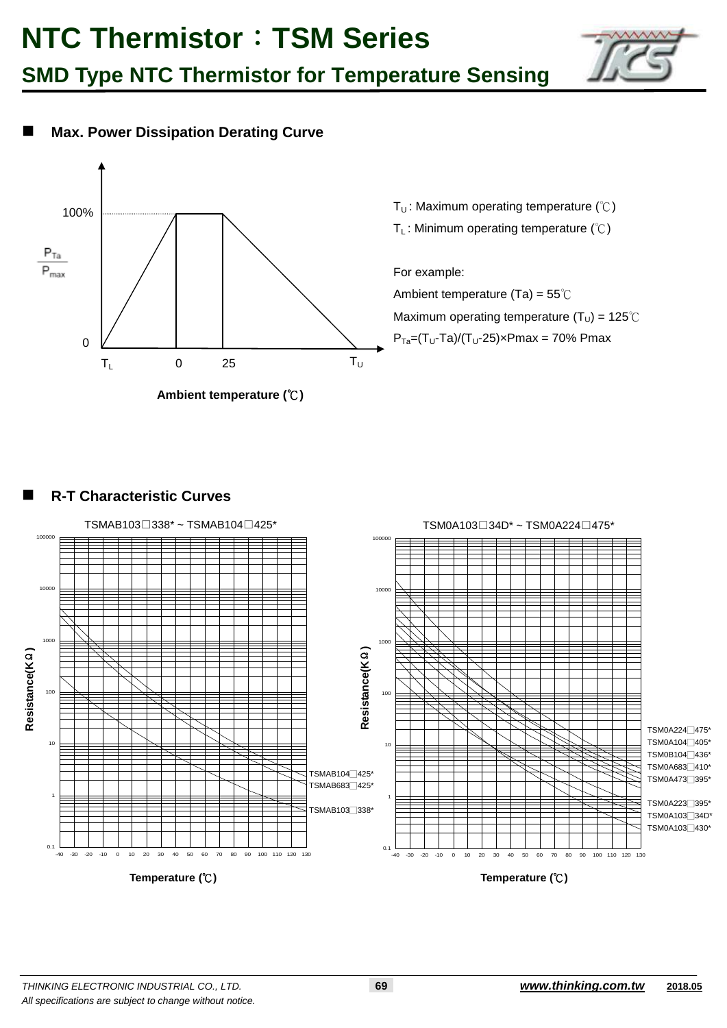# NTC Thermistor：TSM Series

## SMD Type NTC Thermistor for Temperature Sensing

### Max. Power Dissipation Derating Curve

100%

$\frac{P_{Ta}}{P_{max}}$

0

$T_L$ 0 25 $T_U$

**Ambient temperature (℃)**

$T_U$ : Maximum operating temperature (℃)

$T_L$ : Minimum operating temperature (℃)

For example:

Ambient temperature (Ta) = 55℃

Maximum operating temperature ($T_U$) = 125℃

$P_{Ta}=(T_U\text{-}Ta)/(T_U\text{-}25)\times Pmax$ = 70% Pmax

### R-T Characteristic Curves

TSMAB103□338* ~ TSMAB104□425*

Resistance(KΩ)

Temperature (℃)

TSMAB104□425*
TSMAB683□425*
TSMAB103□338*

TSM0A103□34D* ~ TSM0A224□475*

Resistance(KΩ)

Temperature (℃)

TSM0A224□475*
TSM0A104□405*
TSM0B104□436*
TSM0A683□410*
TSM0A473□395*
TSM0A223□395*
TSM0A103□34D*
TSM0A103□430*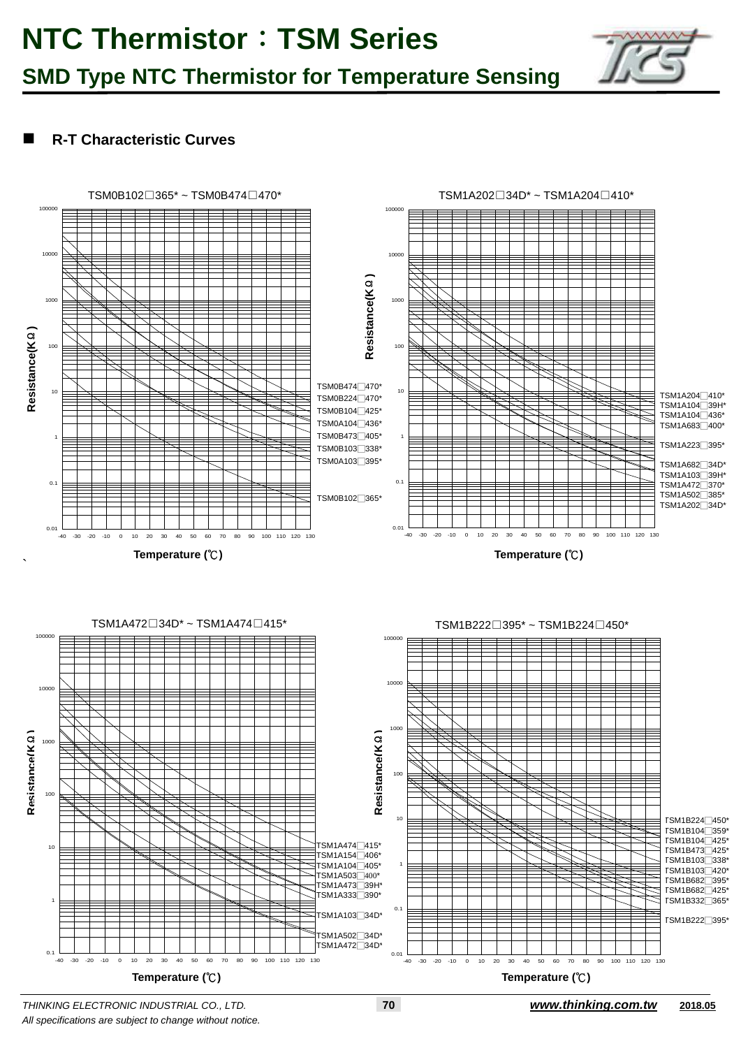# NTC Thermistor：TSM Series

## SMD Type NTC Thermistor for Temperature Sensing

### R-T Characteristic Curves

TSM0B102□365* ~ TSM0B474□470*

Resistance(KΩ) vs Temperature (℃)

TSM0B474□470*
TSM0B224□470*
TSM0B104□425*
TSM0A104□436*
TSM0B473□405*
TSM0B103□338*
TSM0A103□395*
TSM0B102□365*

TSM1A202□34D* ~ TSM1A204□410*

Resistance(KΩ) vs Temperature (℃)

TSM1A204□410*
TSM1A104□39H*
TSM1A104□436*
TSM1A683□400*
TSM1A223□395*
TSM1A682□34D*
TSM1A103□39H*
TSM1A472□370*
TSM1A502□385*
TSM1A202□34D*

TSM1A472□34D* ~ TSM1A474□415*

Resistance(KΩ) vs Temperature (℃)

TSM1A474□415*
TSM1A154□406*
TSM1A104□405*
TSM1A503□400*
TSM1A473□39H*
TSM1A333□390*
TSM1A103□34D*
TSM1A502□34D*
TSM1A472□34D*

TSM1B222□395* ~ TSM1B224□450*

Resistance(KΩ) vs Temperature (℃)

TSM1B224□450*
TSM1B104□359*
TSM1B104□425*
TSM1B473□425*
TSM1B103□338*
TSM1B103□420*
TSM1B682□395*
TSM1B682□425*
TSM1B332□365*
TSM1B222□395*

*THINKING ELECTRONIC INDUSTRIAL CO., LTD.*

*All specifications are subject to change without notice.*

***www.thinking.com.tw*** **2018.05**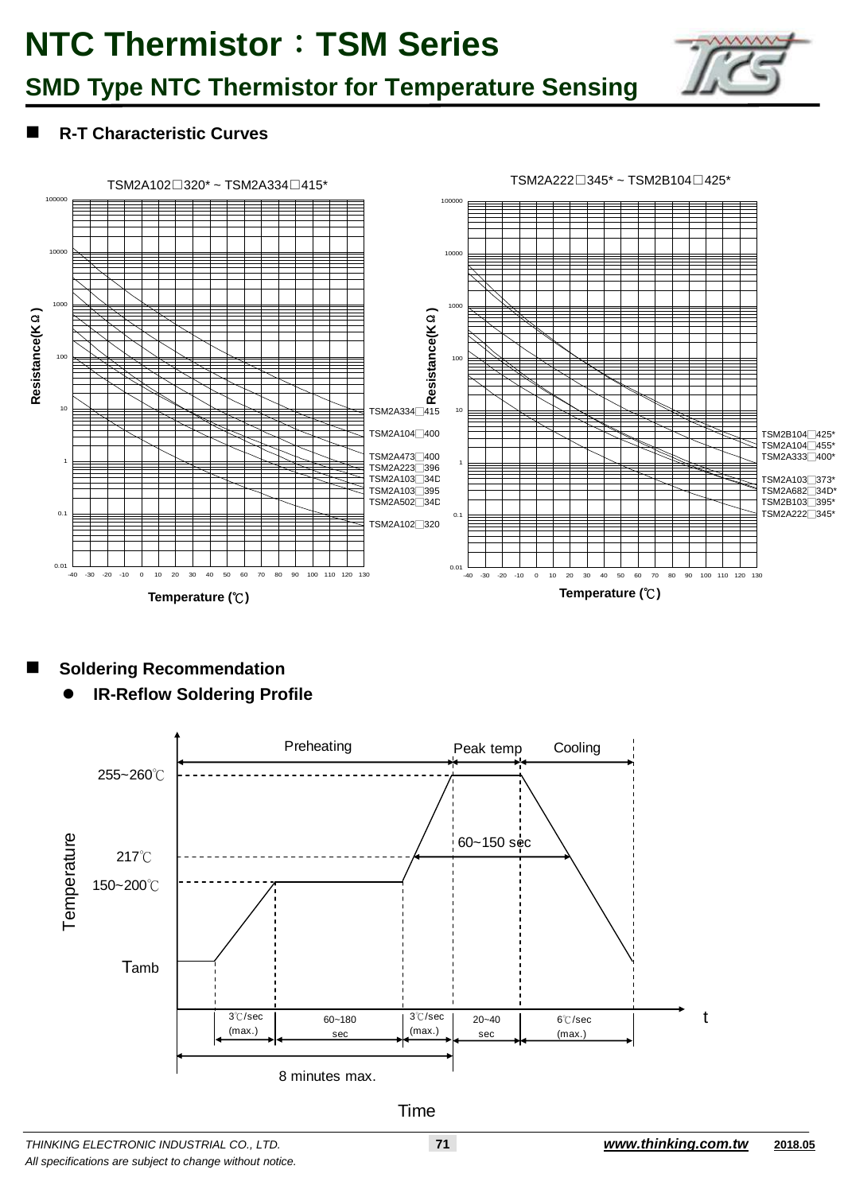# NTC Thermistor：TSM Series

## SMD Type NTC Thermistor for Temperature Sensing

### R-T Characteristic Curves

TSM2A102□320* ~ TSM2A334□415*

Resistance(KΩ)

TSM2A334□415
TSM2A104□400
TSM2A473□400
TSM2A223□396
TSM2A103□34D
TSM2A103□395
TSM2A502□34D
TSM2A102□320

Temperature (℃)

TSM2A222□345* ~ TSM2B104□425*

Resistance(KΩ)

TSM2B104□425*
TSM2A104□455*
TSM2A333□400*
TSM2A103□373*
TSM2A682□34D*
TSM2B103□395*
TSM2A222□345*

Temperature (℃)

### Soldering Recommendation

- **IR-Reflow Soldering Profile**

Preheating | Peak temp | Cooling

255~260℃

217℃

150~200℃

Tamb

60~150 sec

3℃/sec (max.) | 60~180 sec | 3℃/sec (max.) | 20~40 sec | 6℃/sec (max.)

8 minutes max.

Temperature

t

Time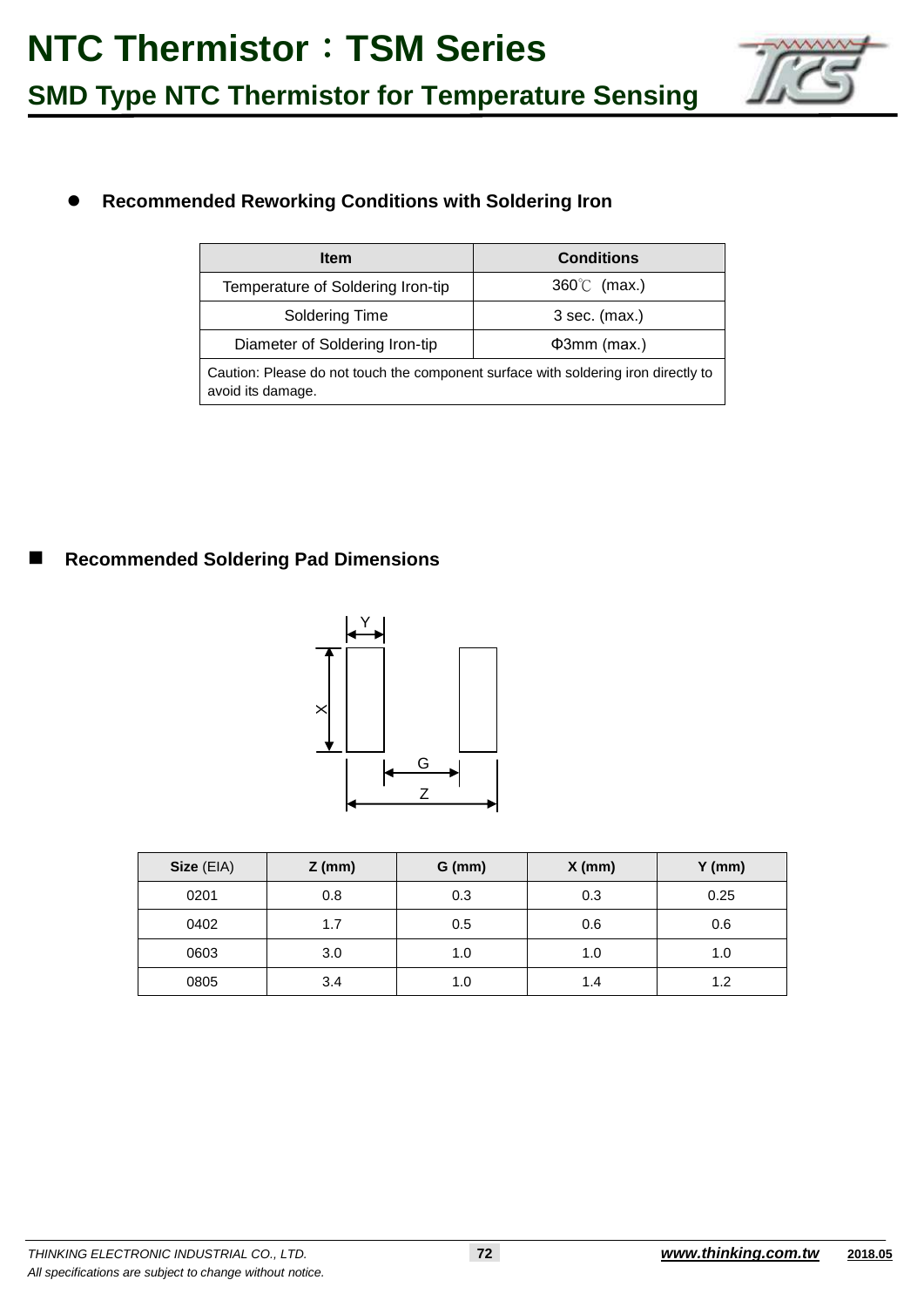# NTC Thermistor：TSM Series

## SMD Type NTC Thermistor for Temperature Sensing

### Recommended Reworking Conditions with Soldering Iron

| Item | Conditions |
|---|---|
| Temperature of Soldering Iron-tip | 360℃ (max.) |
| Soldering Time | 3 sec. (max.) |
| Diameter of Soldering Iron-tip | Φ3mm (max.) |
| Caution: Please do not touch the component surface with soldering iron directly to avoid its damage. | |

### Recommended Soldering Pad Dimensions

| **Size** (EIA) | **Z (mm)** | **G (mm)** | **X (mm)** | **Y (mm)** |
|---|---|---|---|---|
| 0201 | 0.8 | 0.3 | 0.3 | 0.25 |
| 0402 | 1.7 | 0.5 | 0.6 | 0.6 |
| 0603 | 3.0 | 1.0 | 1.0 | 1.0 |
| 0805 | 3.4 | 1.0 | 1.4 | 1.2 |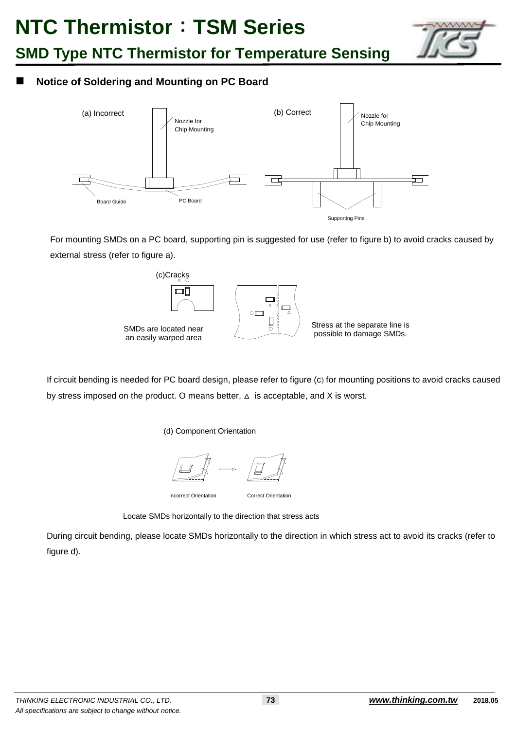# NTC Thermistor：TSM Series

## SMD Type NTC Thermistor for Temperature Sensing

### ■ Notice of Soldering and Mounting on PC Board

(a) Incorrect

Nozzle for Chip Mounting

Board Guide

PC Board

(b) Correct

Nozzle for Chip Mounting

Supporting Pins

For mounting SMDs on a PC board, supporting pin is suggested for use (refer to figure b) to avoid cracks caused by external stress (refer to figure a).

(c)Cracks

SMDs are located near an easily warped area

Stress at the separate line is possible to damage SMDs.

If circuit bending is needed for PC board design, please refer to figure (c) for mounting positions to avoid cracks caused by stress imposed on the product. O means better, △ is acceptable, and X is worst.

(d) Component Orientation

Incorrect Orientation

Correct Orientation

Locate SMDs horizontally to the direction that stress acts

During circuit bending, please locate SMDs horizontally to the direction in which stress act to avoid its cracks (refer to figure d).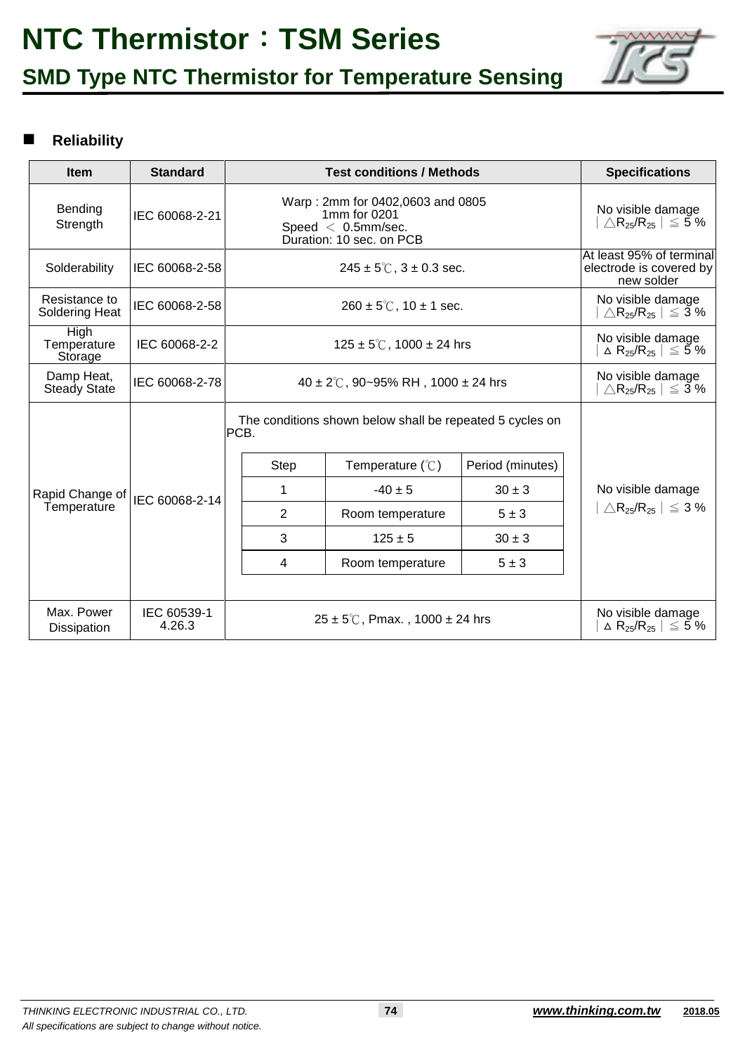# NTC Thermistor：TSM Series

## SMD Type NTC Thermistor for Temperature Sensing

### Reliability

| Item | Standard | Test conditions / Methods | Specifications |
|---|---|---|---|
| Bending Strength | IEC 60068-2-21 | Warp : 2mm for 0402,0603 and 0805<br>1mm for 0201<br>Speed ＜ 0.5mm/sec.<br>Duration: 10 sec. on PCB | No visible damage<br>$\mid \triangle R_{25}/R_{25} \mid \leqq 5$ % |
| Solderability | IEC 60068-2-58 | 245 ± 5℃, 3 ± 0.3 sec. | At least 95% of terminal electrode is covered by new solder |
| Resistance to Soldering Heat | IEC 60068-2-58 | 260 ± 5℃, 10 ± 1 sec. | No visible damage<br>$\mid \triangle R_{25}/R_{25} \mid \leqq 3$ % |
| High Temperature Storage | IEC 60068-2-2 | 125 ± 5℃, 1000 ± 24 hrs | No visible damage<br>$\mid \Delta R_{25}/R_{25} \mid \leqq 5$ % |
| Damp Heat, Steady State | IEC 60068-2-78 | 40 ± 2℃, 90~95% RH , 1000 ± 24 hrs | No visible damage<br>$\mid \triangle R_{25}/R_{25} \mid \leqq 3$ % |
| Rapid Change of Temperature | IEC 60068-2-14 | The conditions shown below shall be repeated 5 cycles on PCB.<br>Step 1: -40 ± 5 ℃, 30 ± 3 minutes<br>Step 2: Room temperature, 5 ± 3 minutes<br>Step 3: 125 ± 5 ℃, 30 ± 3 minutes<br>Step 4: Room temperature, 5 ± 3 minutes | No visible damage<br>$\mid \triangle R_{25}/R_{25} \mid \leqq 3$ % |
| Max. Power Dissipation | IEC 60539-1 4.26.3 | 25 ± 5℃, Pmax. , 1000 ± 24 hrs | No visible damage<br>$\mid \Delta R_{25}/R_{25} \mid \leqq 5$ % |

Rapid Change of Temperature cycle conditions:

| Step | Temperature (℃) | Period (minutes) |
|---|---|---|
| 1 | -40 ± 5 | 30 ± 3 |
| 2 | Room temperature | 5 ± 3 |
| 3 | 125 ± 5 | 30 ± 3 |
| 4 | Room temperature | 5 ± 3 |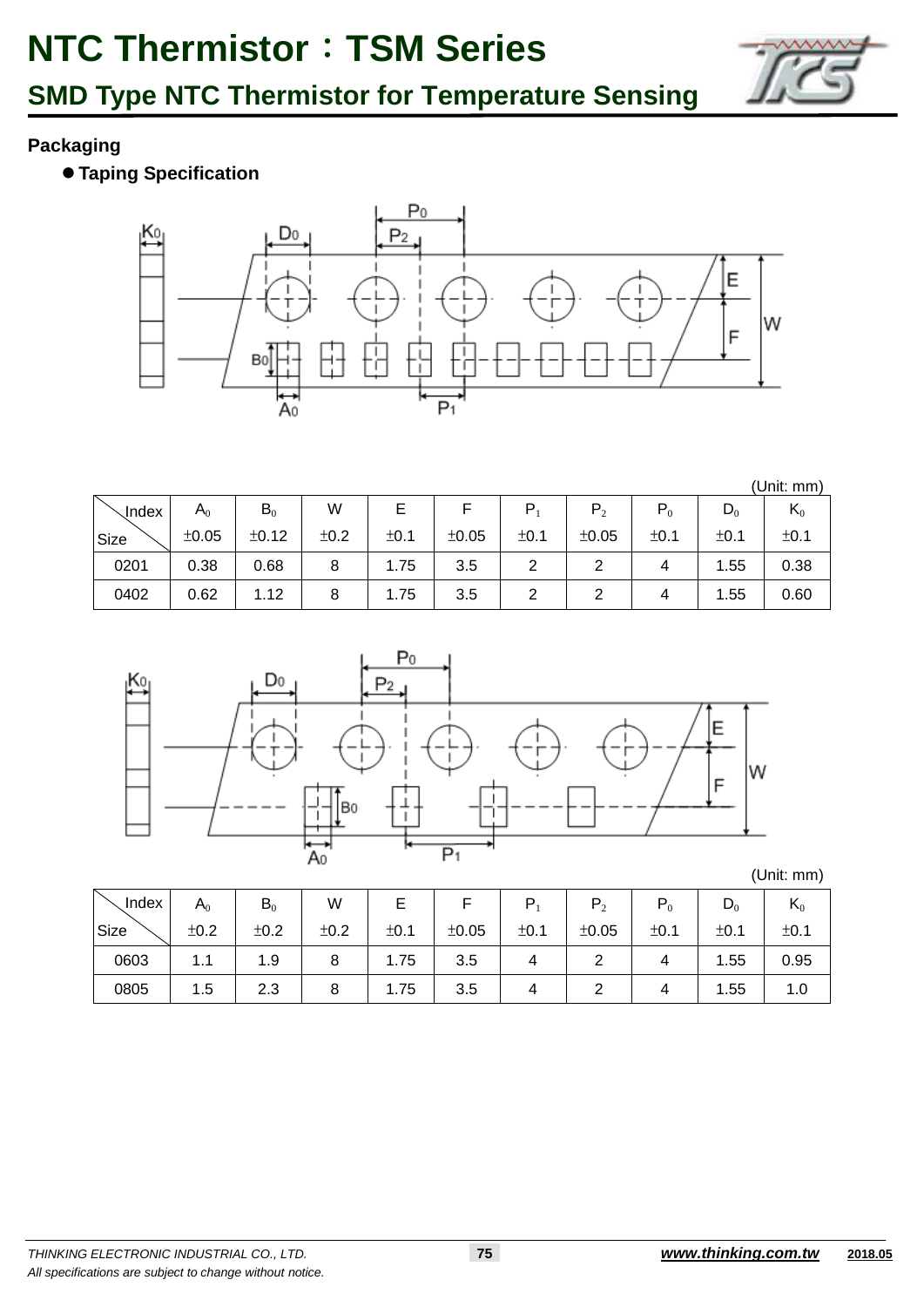# NTC Thermistor：TSM Series

## SMD Type NTC Thermistor for Temperature Sensing

### Packaging

● **Taping Specification**

(Unit: mm)

| Index / Size | $A_0$ ±0.05 | $B_0$ ±0.12 | W ±0.2 | E ±0.1 | F ±0.05 | $P_1$ ±0.1 | $P_2$ ±0.05 | $P_0$ ±0.1 | $D_0$ ±0.1 | $K_0$ ±0.1 |
|---|---|---|---|---|---|---|---|---|---|---|
| 0201 | 0.38 | 0.68 | 8 | 1.75 | 3.5 | 2 | 2 | 4 | 1.55 | 0.38 |
| 0402 | 0.62 | 1.12 | 8 | 1.75 | 3.5 | 2 | 2 | 4 | 1.55 | 0.60 |

(Unit: mm)

| Index / Size | $A_0$ ±0.2 | $B_0$ ±0.2 | W ±0.2 | E ±0.1 | F ±0.05 | $P_1$ ±0.1 | $P_2$ ±0.05 | $P_0$ ±0.1 | $D_0$ ±0.1 | $K_0$ ±0.1 |
|---|---|---|---|---|---|---|---|---|---|---|
| 0603 | 1.1 | 1.9 | 8 | 1.75 | 3.5 | 4 | 2 | 4 | 1.55 | 0.95 |
| 0805 | 1.5 | 2.3 | 8 | 1.75 | 3.5 | 4 | 2 | 4 | 1.55 | 1.0 |

*THINKING ELECTRONIC INDUSTRIAL CO., LTD.*

*All specifications are subject to change without notice.*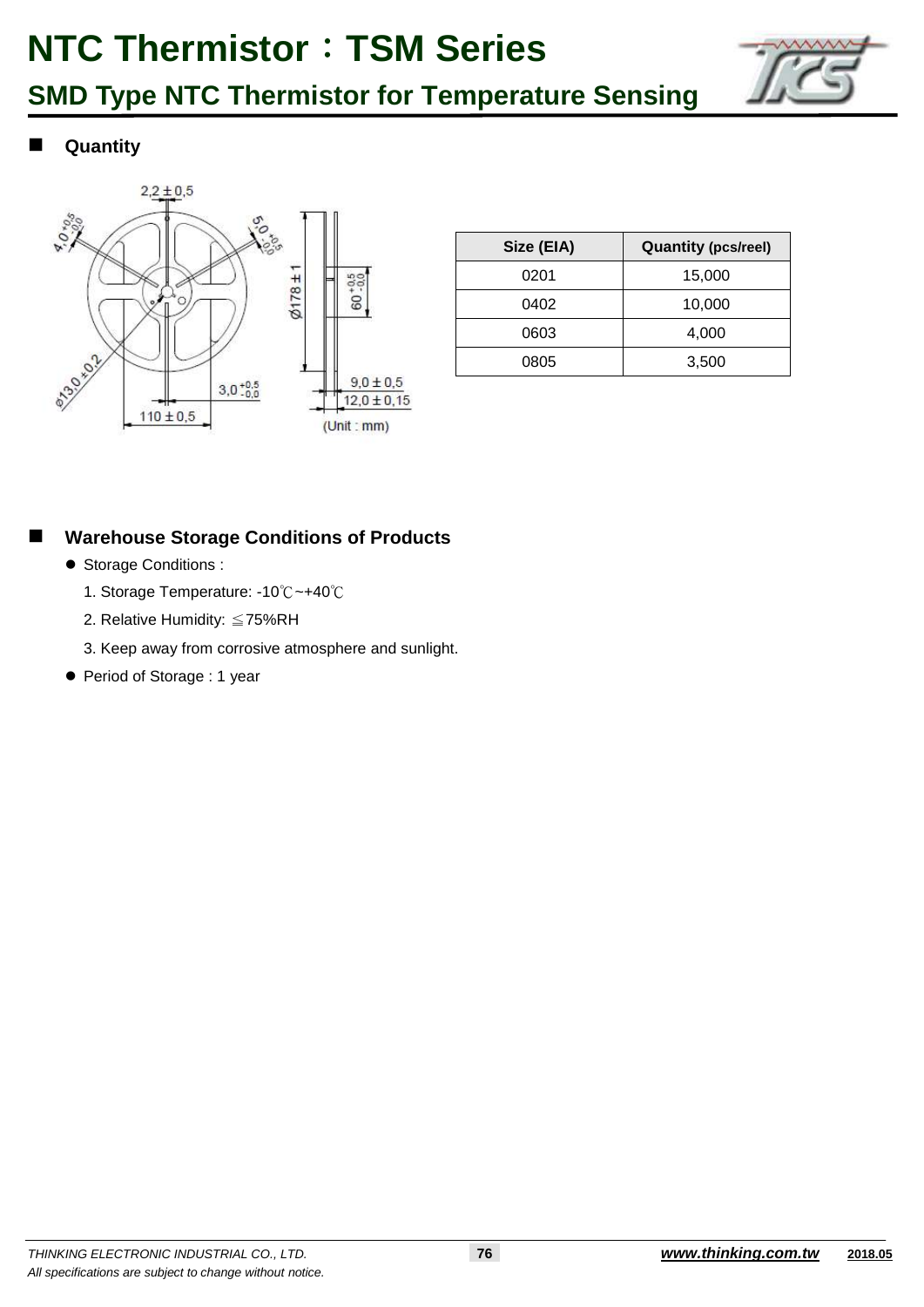# NTC Thermistor：TSM Series

## SMD Type NTC Thermistor for Temperature Sensing

### Quantity

2,2 ± 0,5

$4,0^{+0,5}_{-0,0}$

$5,0^{+0,5}_{-0,0}$

Ø178 ± 1

$60^{+0,5}_{-0,0}$

Ø13,0 ± 0,2

$3,0^{+0,5}_{-0,0}$

110 ± 0,5

9,0 ± 0,5

12,0 ± 0,15

(Unit : mm)

| Size (EIA) | Quantity (pcs/reel) |
|---|---|
| 0201 | 15,000 |
| 0402 | 10,000 |
| 0603 | 4,000 |
| 0805 | 3,500 |

### Warehouse Storage Conditions of Products

- Storage Conditions :
  1. Storage Temperature: -10℃~+40℃
  2. Relative Humidity: ≦75%RH
  3. Keep away from corrosive atmosphere and sunlight.
- Period of Storage : 1 year